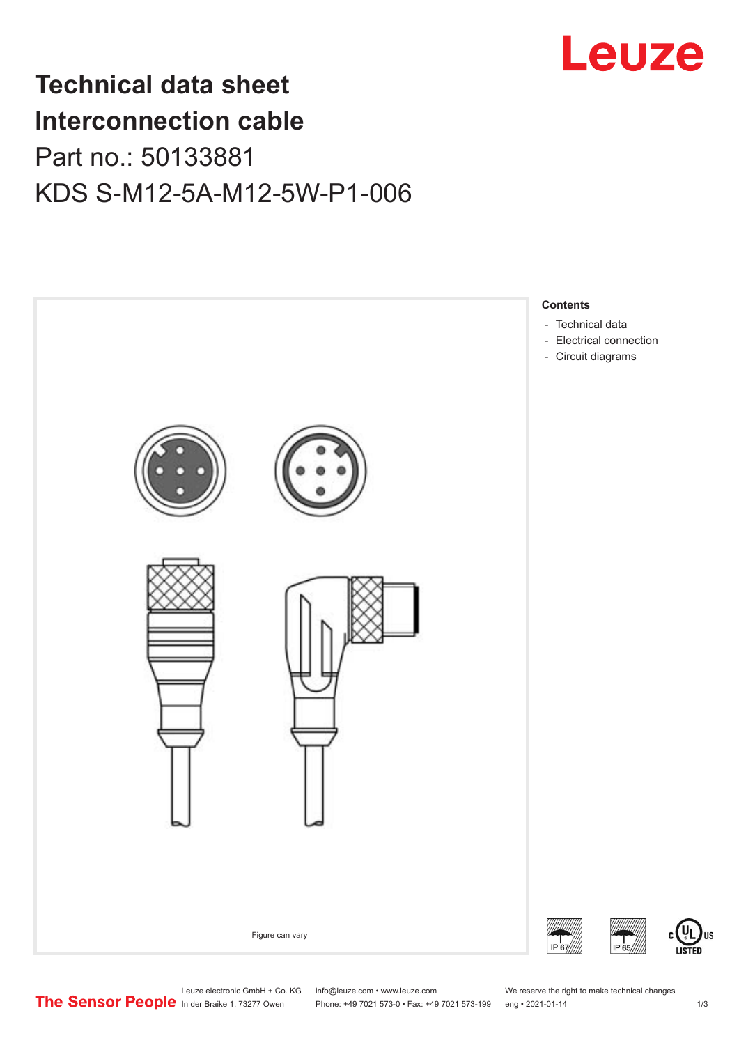# Technical data sheet Interconnection cable

Part no.: 50133881

KDS S-M12-5A-M12-5W-P1-006

**Contents**

- Technical data
- Electrical connection
- Circuit diagrams

Figure can vary

Leuze electronic GmbH + Co. KG
In der Braike 1, 73277 Owen

info@leuze.com • www.leuze.com
Phone: +49 7021 573-0 • Fax: +49 7021 573-199

We reserve the right to make technical changes
eng • 2021-01-14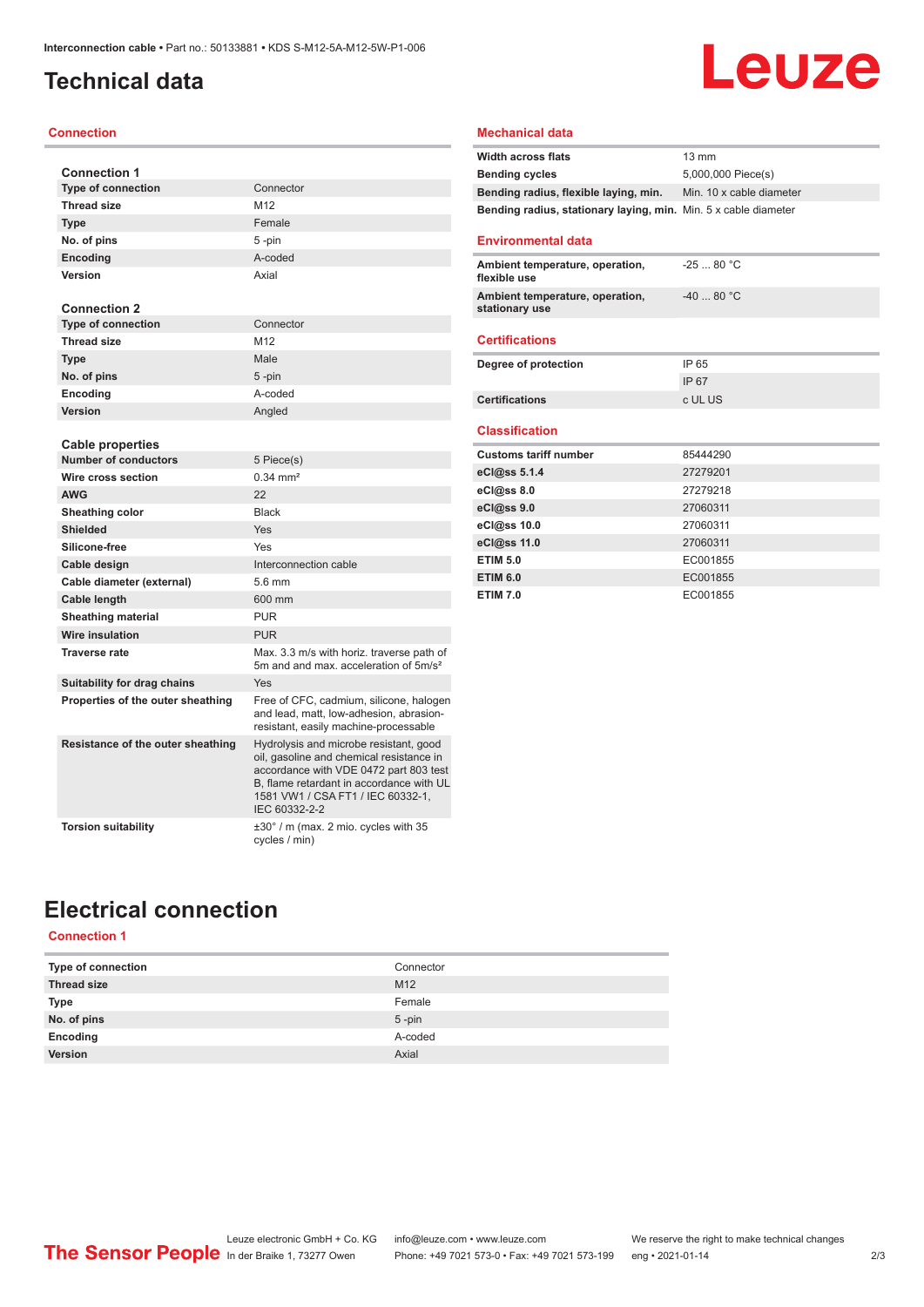# Technical data

## Connection

| Connection 1 | |
|---|---|
| Type of connection | Connector |
| Thread size | M12 |
| Type | Female |
| No. of pins | 5 -pin |
| Encoding | A-coded |
| Version | Axial |

| Connection 2 | |
|---|---|
| Type of connection | Connector |
| Thread size | M12 |
| Type | Male |
| No. of pins | 5 -pin |
| Encoding | A-coded |
| Version | Angled |

| Cable properties | |
|---|---|
| Number of conductors | 5 Piece(s) |
| Wire cross section | 0.34 mm² |
| AWG | 22 |
| Sheathing color | Black |
| Shielded | Yes |
| Silicone-free | Yes |
| Cable design | Interconnection cable |
| Cable diameter (external) | 5.6 mm |
| Cable length | 600 mm |
| Sheathing material | PUR |
| Wire insulation | PUR |
| Traverse rate | Max. 3.3 m/s with horiz. traverse path of 5m and and max. acceleration of 5m/s² |
| Suitability for drag chains | Yes |
| Properties of the outer sheathing | Free of CFC, cadmium, silicone, halogen and lead, matt, low-adhesion, abrasion-resistant, easily machine-processable |
| Resistance of the outer sheathing | Hydrolysis and microbe resistant, good oil, gasoline and chemical resistance in accordance with VDE 0472 part 803 test B, flame retardant in accordance with UL 1581 VW1 / CSA FT1 / IEC 60332-1, IEC 60332-2-2 |
| Torsion suitability | ±30° / m (max. 2 mio. cycles with 35 cycles / min) |

## Mechanical data

| | |
|---|---|
| Width across flats | 13 mm |
| Bending cycles | 5,000,000 Piece(s) |
| Bending radius, flexible laying, min. | Min. 10 x cable diameter |
| Bending radius, stationary laying, min. | Min. 5 x cable diameter |

## Environmental data

| | |
|---|---|
| Ambient temperature, operation, flexible use | -25 ... 80 °C |
| Ambient temperature, operation, stationary use | -40 ... 80 °C |

## Certifications

| | |
|---|---|
| Degree of protection | IP 65 |
| | IP 67 |
| Certifications | c UL US |

## Classification

| | |
|---|---|
| Customs tariff number | 85444290 |
| eCl@ss 5.1.4 | 27279201 |
| eCl@ss 8.0 | 27279218 |
| eCl@ss 9.0 | 27060311 |
| eCl@ss 10.0 | 27060311 |
| eCl@ss 11.0 | 27060311 |
| ETIM 5.0 | EC001855 |
| ETIM 6.0 | EC001855 |
| ETIM 7.0 | EC001855 |

# Electrical connection

## Connection 1

| | |
|---|---|
| Type of connection | Connector |
| Thread size | M12 |
| Type | Female |
| No. of pins | 5 -pin |
| Encoding | A-coded |
| Version | Axial |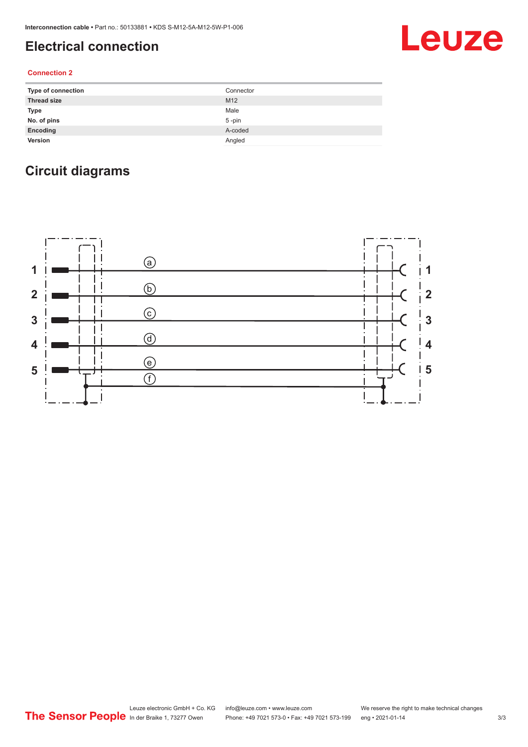## Electrical connection

### Connection 2

| | |
|---|---|
| Type of connection | Connector |
| Thread size | M12 |
| Type | Male |
| No. of pins | 5 -pin |
| Encoding | A-coded |
| Version | Angled |

## Circuit diagrams

1
2
3
4
5
a
b
c
d
e
f
1
2
3
4
5